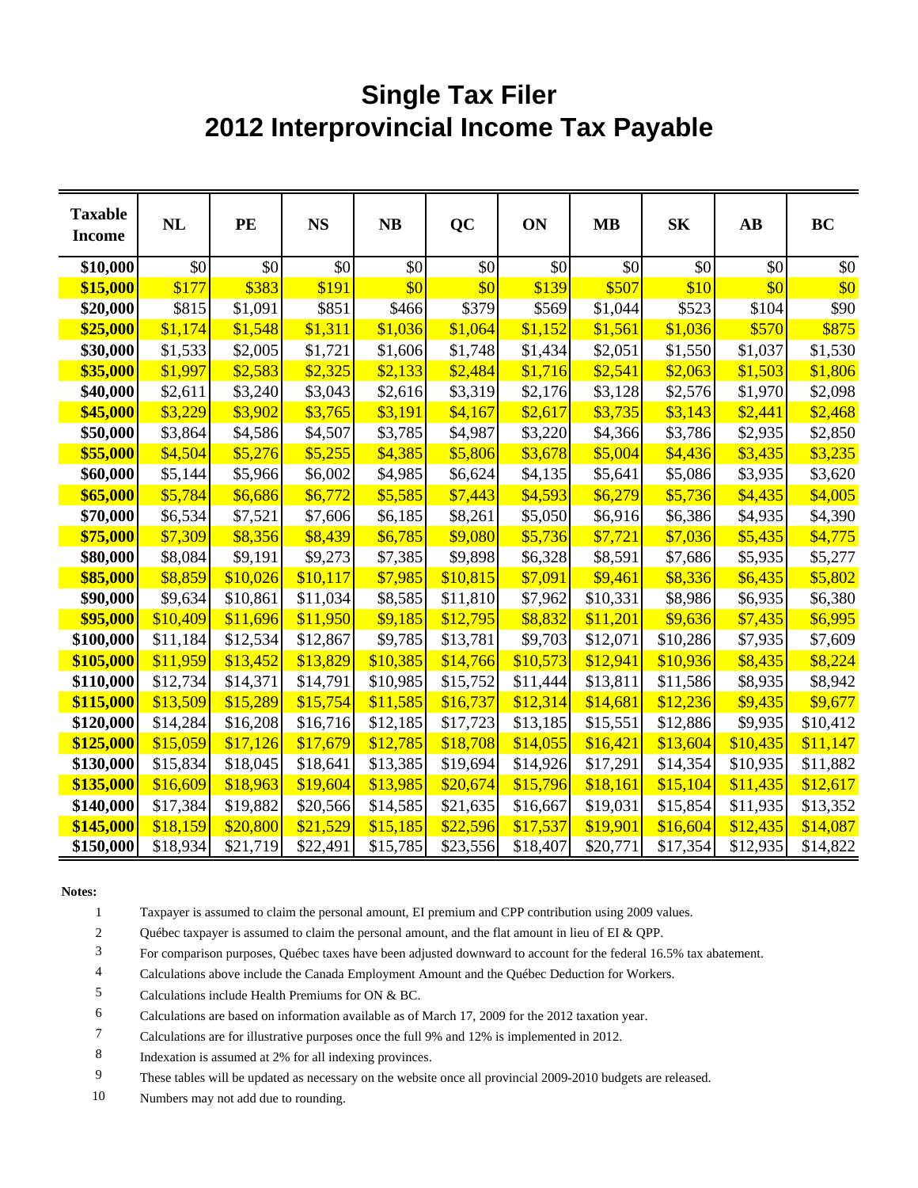# Single Tax Filer
# 2012 Interprovincial Income Tax Payable

| Taxable Income | NL | PE | NS | NB | QC | ON | MB | SK | AB | BC |
|---|---|---|---|---|---|---|---|---|---|---|
| **$10,000** | $0 | $0 | $0 | $0 | $0 | $0 | $0 | $0 | $0 | $0 |
| **$15,000** | $177 | $383 | $191 | $0 | $0 | $139 | $507 | $10 | $0 | $0 |
| **$20,000** | $815 | $1,091 | $851 | $466 | $379 | $569 | $1,044 | $523 | $104 | $90 |
| **$25,000** | $1,174 | $1,548 | $1,311 | $1,036 | $1,064 | $1,152 | $1,561 | $1,036 | $570 | $875 |
| **$30,000** | $1,533 | $2,005 | $1,721 | $1,606 | $1,748 | $1,434 | $2,051 | $1,550 | $1,037 | $1,530 |
| **$35,000** | $1,997 | $2,583 | $2,325 | $2,133 | $2,484 | $1,716 | $2,541 | $2,063 | $1,503 | $1,806 |
| **$40,000** | $2,611 | $3,240 | $3,043 | $2,616 | $3,319 | $2,176 | $3,128 | $2,576 | $1,970 | $2,098 |
| **$45,000** | $3,229 | $3,902 | $3,765 | $3,191 | $4,167 | $2,617 | $3,735 | $3,143 | $2,441 | $2,468 |
| **$50,000** | $3,864 | $4,586 | $4,507 | $3,785 | $4,987 | $3,220 | $4,366 | $3,786 | $2,935 | $2,850 |
| **$55,000** | $4,504 | $5,276 | $5,255 | $4,385 | $5,806 | $3,678 | $5,004 | $4,436 | $3,435 | $3,235 |
| **$60,000** | $5,144 | $5,966 | $6,002 | $4,985 | $6,624 | $4,135 | $5,641 | $5,086 | $3,935 | $3,620 |
| **$65,000** | $5,784 | $6,686 | $6,772 | $5,585 | $7,443 | $4,593 | $6,279 | $5,736 | $4,435 | $4,005 |
| **$70,000** | $6,534 | $7,521 | $7,606 | $6,185 | $8,261 | $5,050 | $6,916 | $6,386 | $4,935 | $4,390 |
| **$75,000** | $7,309 | $8,356 | $8,439 | $6,785 | $9,080 | $5,736 | $7,721 | $7,036 | $5,435 | $4,775 |
| **$80,000** | $8,084 | $9,191 | $9,273 | $7,385 | $9,898 | $6,328 | $8,591 | $7,686 | $5,935 | $5,277 |
| **$85,000** | $8,859 | $10,026 | $10,117 | $7,985 | $10,815 | $7,091 | $9,461 | $8,336 | $6,435 | $5,802 |
| **$90,000** | $9,634 | $10,861 | $11,034 | $8,585 | $11,810 | $7,962 | $10,331 | $8,986 | $6,935 | $6,380 |
| **$95,000** | $10,409 | $11,696 | $11,950 | $9,185 | $12,795 | $8,832 | $11,201 | $9,636 | $7,435 | $6,995 |
| **$100,000** | $11,184 | $12,534 | $12,867 | $9,785 | $13,781 | $9,703 | $12,071 | $10,286 | $7,935 | $7,609 |
| **$105,000** | $11,959 | $13,452 | $13,829 | $10,385 | $14,766 | $10,573 | $12,941 | $10,936 | $8,435 | $8,224 |
| **$110,000** | $12,734 | $14,371 | $14,791 | $10,985 | $15,752 | $11,444 | $13,811 | $11,586 | $8,935 | $8,942 |
| **$115,000** | $13,509 | $15,289 | $15,754 | $11,585 | $16,737 | $12,314 | $14,681 | $12,236 | $9,435 | $9,677 |
| **$120,000** | $14,284 | $16,208 | $16,716 | $12,185 | $17,723 | $13,185 | $15,551 | $12,886 | $9,935 | $10,412 |
| **$125,000** | $15,059 | $17,126 | $17,679 | $12,785 | $18,708 | $14,055 | $16,421 | $13,604 | $10,435 | $11,147 |
| **$130,000** | $15,834 | $18,045 | $18,641 | $13,385 | $19,694 | $14,926 | $17,291 | $14,354 | $10,935 | $11,882 |
| **$135,000** | $16,609 | $18,963 | $19,604 | $13,985 | $20,674 | $15,796 | $18,161 | $15,104 | $11,435 | $12,617 |
| **$140,000** | $17,384 | $19,882 | $20,566 | $14,585 | $21,635 | $16,667 | $19,031 | $15,854 | $11,935 | $13,352 |
| **$145,000** | $18,159 | $20,800 | $21,529 | $15,185 | $22,596 | $17,537 | $19,901 | $16,604 | $12,435 | $14,087 |
| **$150,000** | $18,934 | $21,719 | $22,491 | $15,785 | $23,556 | $18,407 | $20,771 | $17,354 | $12,935 | $14,822 |

**Notes:**

1. Taxpayer is assumed to claim the personal amount, EI premium and CPP contribution using 2009 values.
2. Québec taxpayer is assumed to claim the personal amount, and the flat amount in lieu of EI & QPP.
3. For comparison purposes, Québec taxes have been adjusted downward to account for the federal 16.5% tax abatement.
4. Calculations above include the Canada Employment Amount and the Québec Deduction for Workers.
5. Calculations include Health Premiums for ON & BC.
6. Calculations are based on information available as of March 17, 2009 for the 2012 taxation year.
7. Calculations are for illustrative purposes once the full 9% and 12% is implemented in 2012.
8. Indexation is assumed at 2% for all indexing provinces.
9. These tables will be updated as necessary on the website once all provincial 2009-2010 budgets are released.
10. Numbers may not add due to rounding.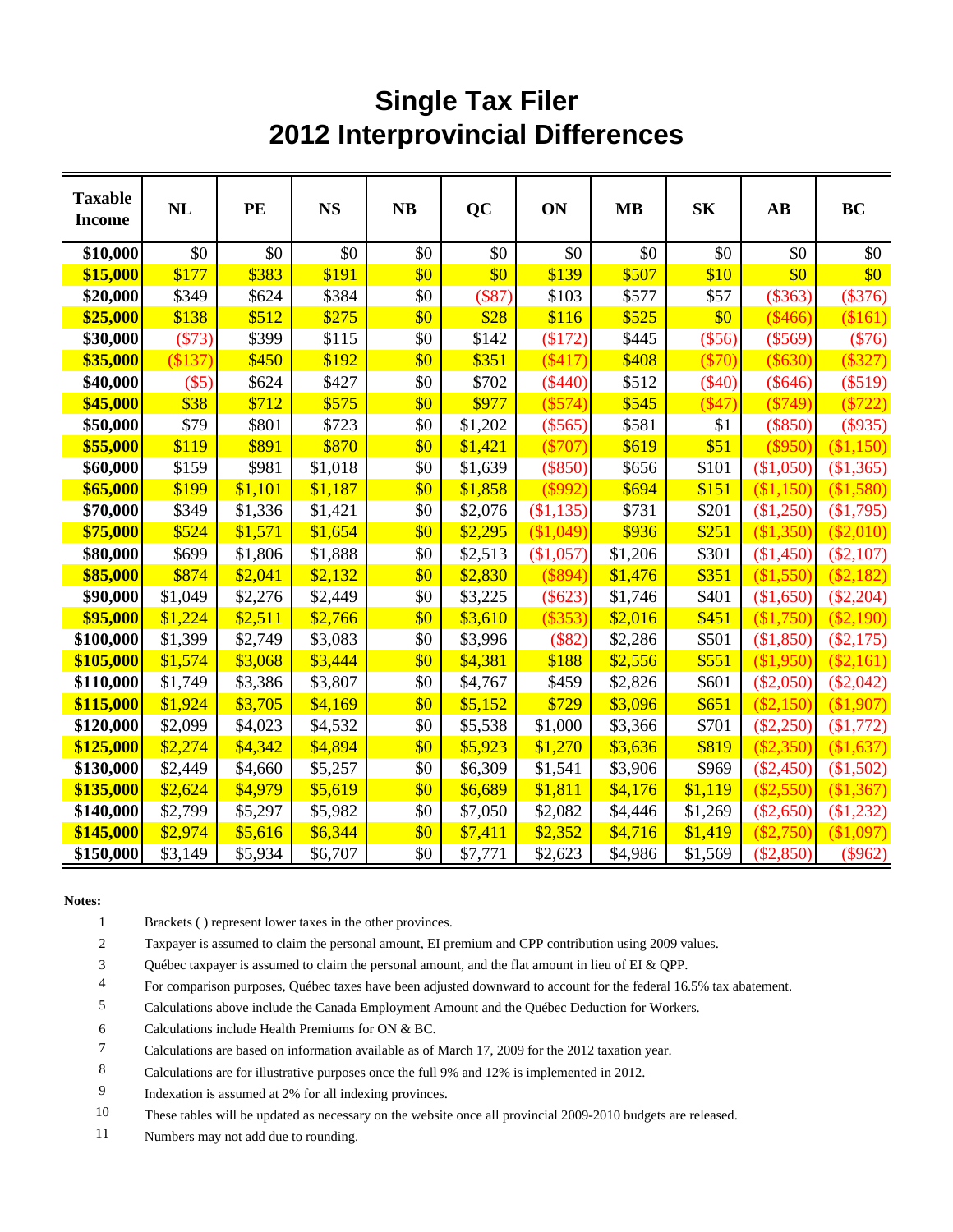# Single Tax Filer
# 2012 Interprovincial Differences

| Taxable Income | NL | PE | NS | NB | QC | ON | MB | SK | AB | BC |
|---|---|---|---|---|---|---|---|---|---|---|
| **$10,000** | $0 | $0 | $0 | $0 | $0 | $0 | $0 | $0 | $0 | $0 |
| **$15,000** | $177 | $383 | $191 | $0 | $0 | $139 | $507 | $10 | $0 | $0 |
| **$20,000** | $349 | $624 | $384 | $0 | ($87) | $103 | $577 | $57 | ($363) | ($376) |
| **$25,000** | $138 | $512 | $275 | $0 | $28 | $116 | $525 | $0 | ($466) | ($161) |
| **$30,000** | ($73) | $399 | $115 | $0 | $142 | ($172) | $445 | ($56) | ($569) | ($76) |
| **$35,000** | ($137) | $450 | $192 | $0 | $351 | ($417) | $408 | ($70) | ($630) | ($327) |
| **$40,000** | ($5) | $624 | $427 | $0 | $702 | ($440) | $512 | ($40) | ($646) | ($519) |
| **$45,000** | $38 | $712 | $575 | $0 | $977 | ($574) | $545 | ($47) | ($749) | ($722) |
| **$50,000** | $79 | $801 | $723 | $0 | $1,202 | ($565) | $581 | $1 | ($850) | ($935) |
| **$55,000** | $119 | $891 | $870 | $0 | $1,421 | ($707) | $619 | $51 | ($950) | ($1,150) |
| **$60,000** | $159 | $981 | $1,018 | $0 | $1,639 | ($850) | $656 | $101 | ($1,050) | ($1,365) |
| **$65,000** | $199 | $1,101 | $1,187 | $0 | $1,858 | ($992) | $694 | $151 | ($1,150) | ($1,580) |
| **$70,000** | $349 | $1,336 | $1,421 | $0 | $2,076 | ($1,135) | $731 | $201 | ($1,250) | ($1,795) |
| **$75,000** | $524 | $1,571 | $1,654 | $0 | $2,295 | ($1,049) | $936 | $251 | ($1,350) | ($2,010) |
| **$80,000** | $699 | $1,806 | $1,888 | $0 | $2,513 | ($1,057) | $1,206 | $301 | ($1,450) | ($2,107) |
| **$85,000** | $874 | $2,041 | $2,132 | $0 | $2,830 | ($894) | $1,476 | $351 | ($1,550) | ($2,182) |
| **$90,000** | $1,049 | $2,276 | $2,449 | $0 | $3,225 | ($623) | $1,746 | $401 | ($1,650) | ($2,204) |
| **$95,000** | $1,224 | $2,511 | $2,766 | $0 | $3,610 | ($353) | $2,016 | $451 | ($1,750) | ($2,190) |
| **$100,000** | $1,399 | $2,749 | $3,083 | $0 | $3,996 | ($82) | $2,286 | $501 | ($1,850) | ($2,175) |
| **$105,000** | $1,574 | $3,068 | $3,444 | $0 | $4,381 | $188 | $2,556 | $551 | ($1,950) | ($2,161) |
| **$110,000** | $1,749 | $3,386 | $3,807 | $0 | $4,767 | $459 | $2,826 | $601 | ($2,050) | ($2,042) |
| **$115,000** | $1,924 | $3,705 | $4,169 | $0 | $5,152 | $729 | $3,096 | $651 | ($2,150) | ($1,907) |
| **$120,000** | $2,099 | $4,023 | $4,532 | $0 | $5,538 | $1,000 | $3,366 | $701 | ($2,250) | ($1,772) |
| **$125,000** | $2,274 | $4,342 | $4,894 | $0 | $5,923 | $1,270 | $3,636 | $819 | ($2,350) | ($1,637) |
| **$130,000** | $2,449 | $4,660 | $5,257 | $0 | $6,309 | $1,541 | $3,906 | $969 | ($2,450) | ($1,502) |
| **$135,000** | $2,624 | $4,979 | $5,619 | $0 | $6,689 | $1,811 | $4,176 | $1,119 | ($2,550) | ($1,367) |
| **$140,000** | $2,799 | $5,297 | $5,982 | $0 | $7,050 | $2,082 | $4,446 | $1,269 | ($2,650) | ($1,232) |
| **$145,000** | $2,974 | $5,616 | $6,344 | $0 | $7,411 | $2,352 | $4,716 | $1,419 | ($2,750) | ($1,097) |
| **$150,000** | $3,149 | $5,934 | $6,707 | $0 | $7,771 | $2,623 | $4,986 | $1,569 | ($2,850) | ($962) |

**Notes:**

1. Brackets ( ) represent lower taxes in the other provinces.
2. Taxpayer is assumed to claim the personal amount, EI premium and CPP contribution using 2009 values.
3. Québec taxpayer is assumed to claim the personal amount, and the flat amount in lieu of EI & QPP.
4. For comparison purposes, Québec taxes have been adjusted downward to account for the federal 16.5% tax abatement.
5. Calculations above include the Canada Employment Amount and the Québec Deduction for Workers.
6. Calculations include Health Premiums for ON & BC.
7. Calculations are based on information available as of March 17, 2009 for the 2012 taxation year.
8. Calculations are for illustrative purposes once the full 9% and 12% is implemented in 2012.
9. Indexation is assumed at 2% for all indexing provinces.
10. These tables will be updated as necessary on the website once all provincial 2009-2010 budgets are released.
11. Numbers may not add due to rounding.